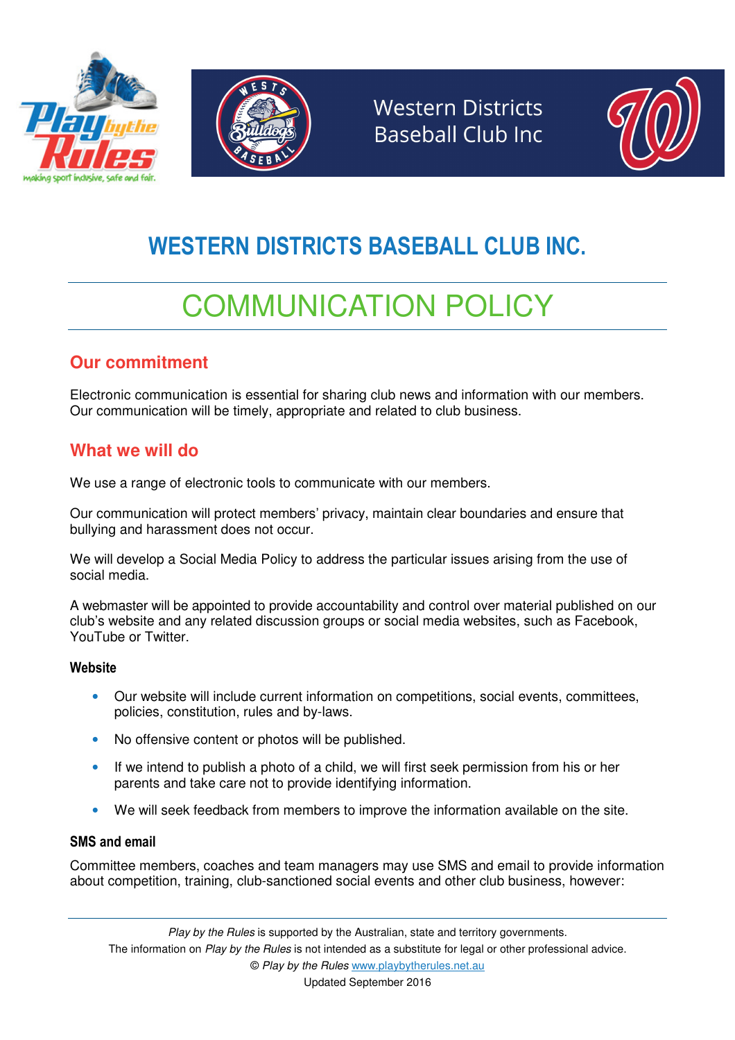# WESTERN DISTRICTS BASEBALL CLUB INC.

# COMMUNICATION POLICY

## Our commitment

Electronic communication is essential for sharing club news and information with our members. Our communication will be timely, appropriate and related to club business.

## What we will do

We use a range of electronic tools to communicate with our members.

Our communication will protect members' privacy, maintain clear boundaries and ensure that bullying and harassment does not occur.

We will develop a Social Media Policy to address the particular issues arising from the use of social media.

A webmaster will be appointed to provide accountability and control over material published on our club's website and any related discussion groups or social media websites, such as Facebook, YouTube or Twitter.

### Website

- Our website will include current information on competitions, social events, committees, policies, constitution, rules and by-laws.
- No offensive content or photos will be published.
- If we intend to publish a photo of a child, we will first seek permission from his or her parents and take care not to provide identifying information.
- We will seek feedback from members to improve the information available on the site.

### SMS and email

Committee members, coaches and team managers may use SMS and email to provide information about competition, training, club-sanctioned social events and other club business, however: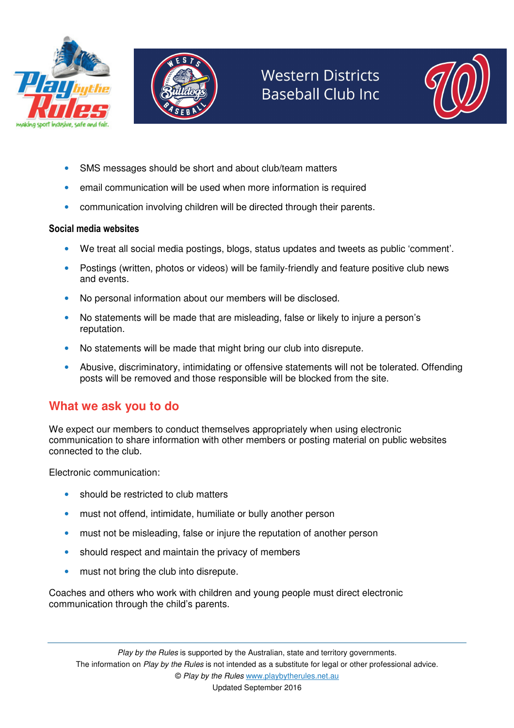- SMS messages should be short and about club/team matters
- email communication will be used when more information is required
- communication involving children will be directed through their parents.

**Social media websites**

- We treat all social media postings, blogs, status updates and tweets as public 'comment'.
- Postings (written, photos or videos) will be family-friendly and feature positive club news and events.
- No personal information about our members will be disclosed.
- No statements will be made that are misleading, false or likely to injure a person's reputation.
- No statements will be made that might bring our club into disrepute.
- Abusive, discriminatory, intimidating or offensive statements will not be tolerated. Offending posts will be removed and those responsible will be blocked from the site.

## What we ask you to do

We expect our members to conduct themselves appropriately when using electronic communication to share information with other members or posting material on public websites connected to the club.

Electronic communication:

- should be restricted to club matters
- must not offend, intimidate, humiliate or bully another person
- must not be misleading, false or injure the reputation of another person
- should respect and maintain the privacy of members
- must not bring the club into disrepute.

Coaches and others who work with children and young people must direct electronic communication through the child's parents.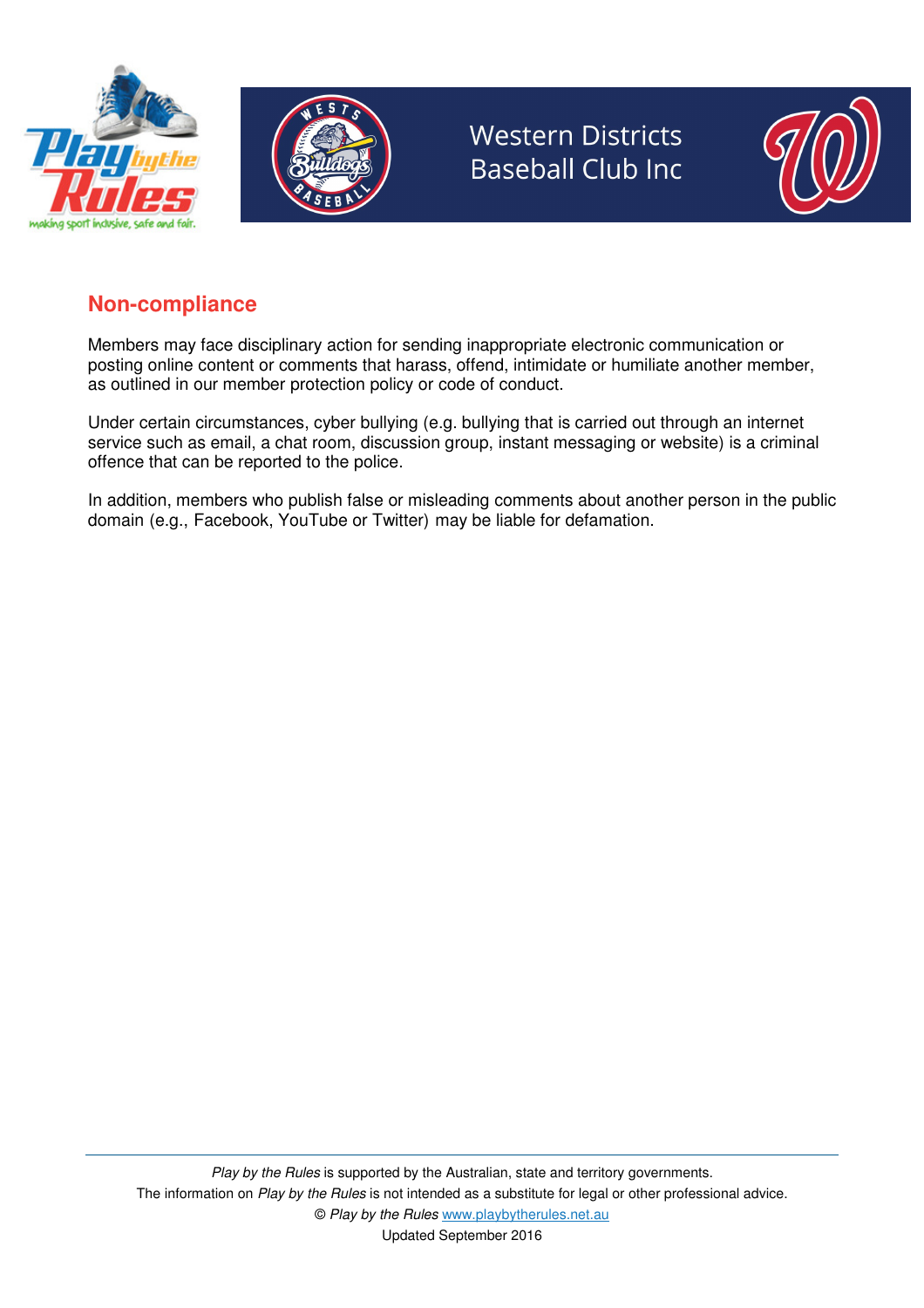## Non-compliance

Members may face disciplinary action for sending inappropriate electronic communication or posting online content or comments that harass, offend, intimidate or humiliate another member, as outlined in our member protection policy or code of conduct.

Under certain circumstances, cyber bullying (e.g. bullying that is carried out through an internet service such as email, a chat room, discussion group, instant messaging or website) is a criminal offence that can be reported to the police.

In addition, members who publish false or misleading comments about another person in the public domain (e.g., Facebook, YouTube or Twitter) may be liable for defamation.